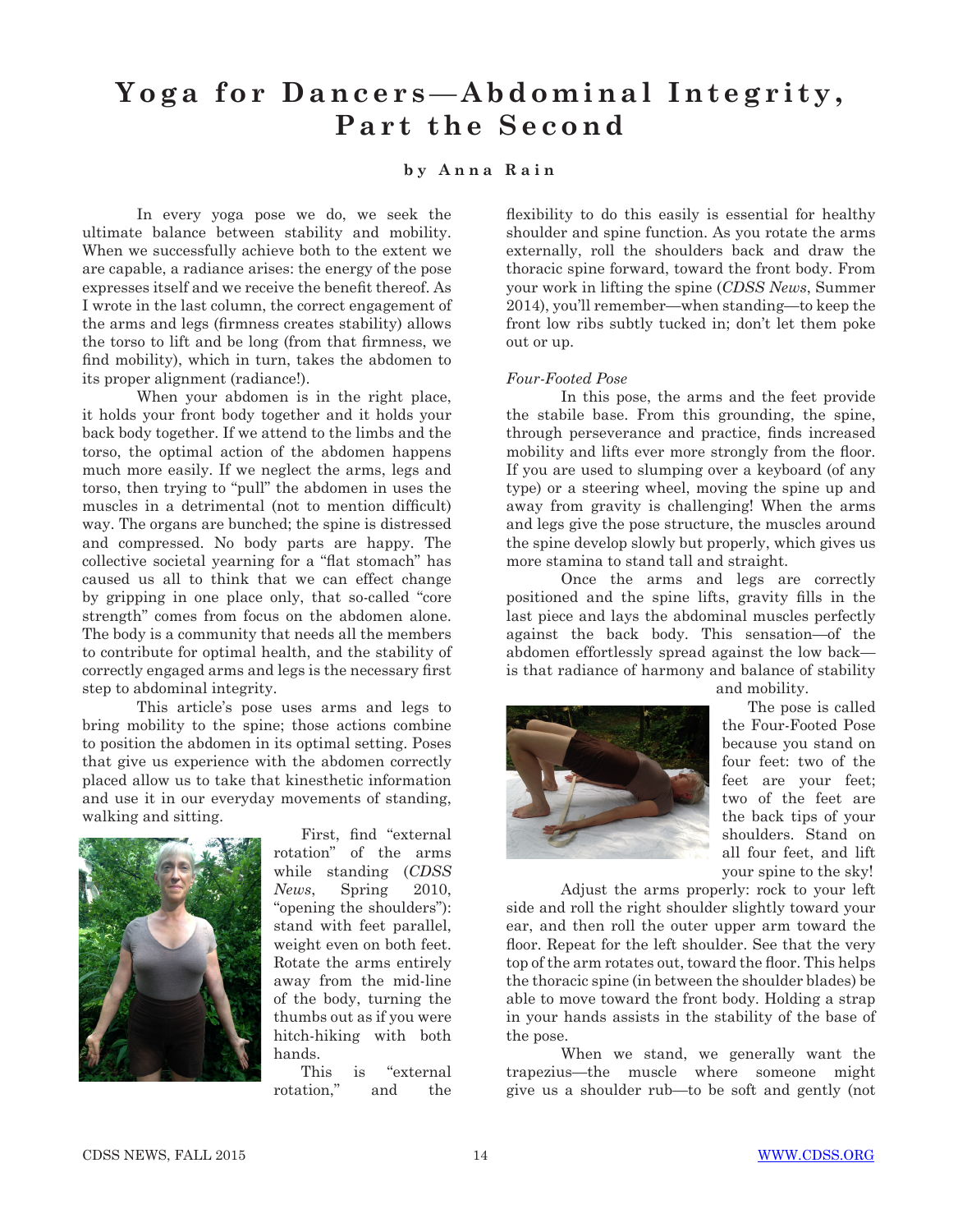# Yoga for Dancers—Abdominal Integrity, Part the Second

**by Anna Rain**

In every yoga pose we do, we seek the ultimate balance between stability and mobility. When we successfully achieve both to the extent we are capable, a radiance arises: the energy of the pose expresses itself and we receive the benefit thereof. As I wrote in the last column, the correct engagement of the arms and legs (firmness creates stability) allows the torso to lift and be long (from that firmness, we find mobility), which in turn, takes the abdomen to its proper alignment (radiance!).

When your abdomen is in the right place, it holds your front body together and it holds your back body together. If we attend to the limbs and the torso, the optimal action of the abdomen happens much more easily. If we neglect the arms, legs and torso, then trying to "pull" the abdomen in uses the muscles in a detrimental (not to mention difficult) way. The organs are bunched; the spine is distressed and compressed. No body parts are happy. The collective societal yearning for a "flat stomach" has caused us all to think that we can effect change by gripping in one place only, that so-called "core strength" comes from focus on the abdomen alone. The body is a community that needs all the members to contribute for optimal health, and the stability of correctly engaged arms and legs is the necessary first step to abdominal integrity.

This article's pose uses arms and legs to bring mobility to the spine; those actions combine to position the abdomen in its optimal setting. Poses that give us experience with the abdomen correctly placed allow us to take that kinesthetic information and use it in our everyday movements of standing, walking and sitting.

First, find "external rotation" of the arms while standing (*CDSS News*, Spring 2010, "opening the shoulders"): stand with feet parallel, weight even on both feet. Rotate the arms entirely away from the mid-line of the body, turning the thumbs out as if you were hitch-hiking with both hands.

This is "external rotation," and the flexibility to do this easily is essential for healthy shoulder and spine function. As you rotate the arms externally, roll the shoulders back and draw the thoracic spine forward, toward the front body. From your work in lifting the spine (*CDSS News*, Summer 2014), you'll remember—when standing—to keep the front low ribs subtly tucked in; don't let them poke out or up.

*Four-Footed Pose*

In this pose, the arms and the feet provide the stabile base. From this grounding, the spine, through perseverance and practice, finds increased mobility and lifts ever more strongly from the floor. If you are used to slumping over a keyboard (of any type) or a steering wheel, moving the spine up and away from gravity is challenging! When the arms and legs give the pose structure, the muscles around the spine develop slowly but properly, which gives us more stamina to stand tall and straight.

Once the arms and legs are correctly positioned and the spine lifts, gravity fills in the last piece and lays the abdominal muscles perfectly against the back body. This sensation—of the abdomen effortlessly spread against the low back—is that radiance of harmony and balance of stability and mobility.

The pose is called the Four-Footed Pose because you stand on four feet: two of the feet are your feet; two of the feet are the back tips of your shoulders. Stand on all four feet, and lift your spine to the sky!

Adjust the arms properly: rock to your left side and roll the right shoulder slightly toward your ear, and then roll the outer upper arm toward the floor. Repeat for the left shoulder. See that the very top of the arm rotates out, toward the floor. This helps the thoracic spine (in between the shoulder blades) be able to move toward the front body. Holding a strap in your hands assists in the stability of the base of the pose.

When we stand, we generally want the trapezius—the muscle where someone might give us a shoulder rub—to be soft and gently (not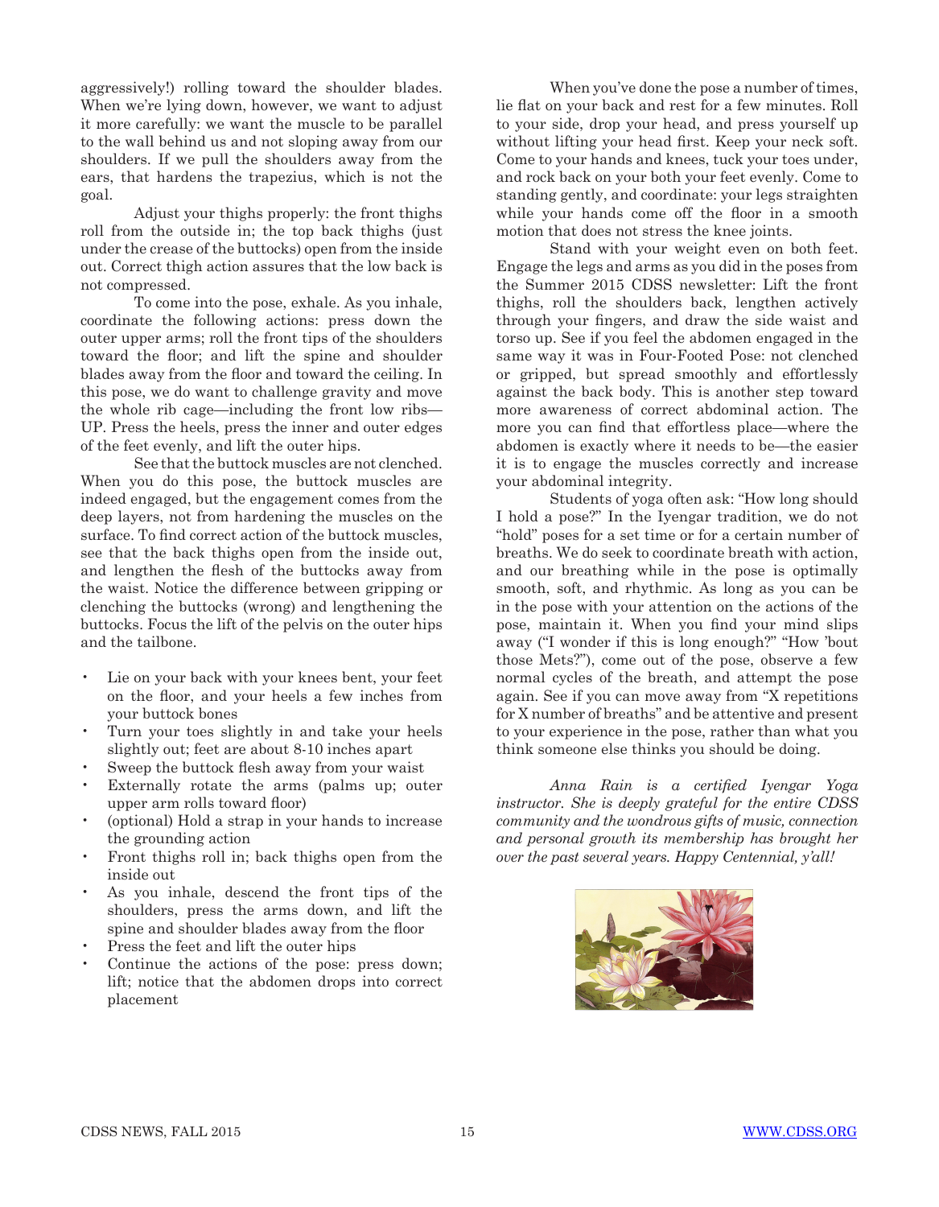aggressively!) rolling toward the shoulder blades. When we're lying down, however, we want to adjust it more carefully: we want the muscle to be parallel to the wall behind us and not sloping away from our shoulders. If we pull the shoulders away from the ears, that hardens the trapezius, which is not the goal.

Adjust your thighs properly: the front thighs roll from the outside in; the top back thighs (just under the crease of the buttocks) open from the inside out. Correct thigh action assures that the low back is not compressed.

To come into the pose, exhale. As you inhale, coordinate the following actions: press down the outer upper arms; roll the front tips of the shoulders toward the floor; and lift the spine and shoulder blades away from the floor and toward the ceiling. In this pose, we do want to challenge gravity and move the whole rib cage—including the front low ribs—UP. Press the heels, press the inner and outer edges of the feet evenly, and lift the outer hips.

See that the buttock muscles are not clenched. When you do this pose, the buttock muscles are indeed engaged, but the engagement comes from the deep layers, not from hardening the muscles on the surface. To find correct action of the buttock muscles, see that the back thighs open from the inside out, and lengthen the flesh of the buttocks away from the waist. Notice the difference between gripping or clenching the buttocks (wrong) and lengthening the buttocks. Focus the lift of the pelvis on the outer hips and the tailbone.

- Lie on your back with your knees bent, your feet on the floor, and your heels a few inches from your buttock bones
- Turn your toes slightly in and take your heels slightly out; feet are about 8-10 inches apart
- Sweep the buttock flesh away from your waist
- Externally rotate the arms (palms up; outer upper arm rolls toward floor)
- (optional) Hold a strap in your hands to increase the grounding action
- Front thighs roll in; back thighs open from the inside out
- As you inhale, descend the front tips of the shoulders, press the arms down, and lift the spine and shoulder blades away from the floor
- Press the feet and lift the outer hips
- Continue the actions of the pose: press down; lift; notice that the abdomen drops into correct placement

When you've done the pose a number of times, lie flat on your back and rest for a few minutes. Roll to your side, drop your head, and press yourself up without lifting your head first. Keep your neck soft. Come to your hands and knees, tuck your toes under, and rock back on your both your feet evenly. Come to standing gently, and coordinate: your legs straighten while your hands come off the floor in a smooth motion that does not stress the knee joints.

Stand with your weight even on both feet. Engage the legs and arms as you did in the poses from the Summer 2015 CDSS newsletter: Lift the front thighs, roll the shoulders back, lengthen actively through your fingers, and draw the side waist and torso up. See if you feel the abdomen engaged in the same way it was in Four-Footed Pose: not clenched or gripped, but spread smoothly and effortlessly against the back body. This is another step toward more awareness of correct abdominal action. The more you can find that effortless place—where the abdomen is exactly where it needs to be—the easier it is to engage the muscles correctly and increase your abdominal integrity.

Students of yoga often ask: "How long should I hold a pose?" In the Iyengar tradition, we do not "hold" poses for a set time or for a certain number of breaths. We do seek to coordinate breath with action, and our breathing while in the pose is optimally smooth, soft, and rhythmic. As long as you can be in the pose with your attention on the actions of the pose, maintain it. When you find your mind slips away ("I wonder if this is long enough?" "How 'bout those Mets?"), come out of the pose, observe a few normal cycles of the breath, and attempt the pose again. See if you can move away from "X repetitions for X number of breaths" and be attentive and present to your experience in the pose, rather than what you think someone else thinks you should be doing.

*Anna Rain is a certified Iyengar Yoga instructor. She is deeply grateful for the entire CDSS community and the wondrous gifts of music, connection and personal growth its membership has brought her over the past several years. Happy Centennial, y'all!*